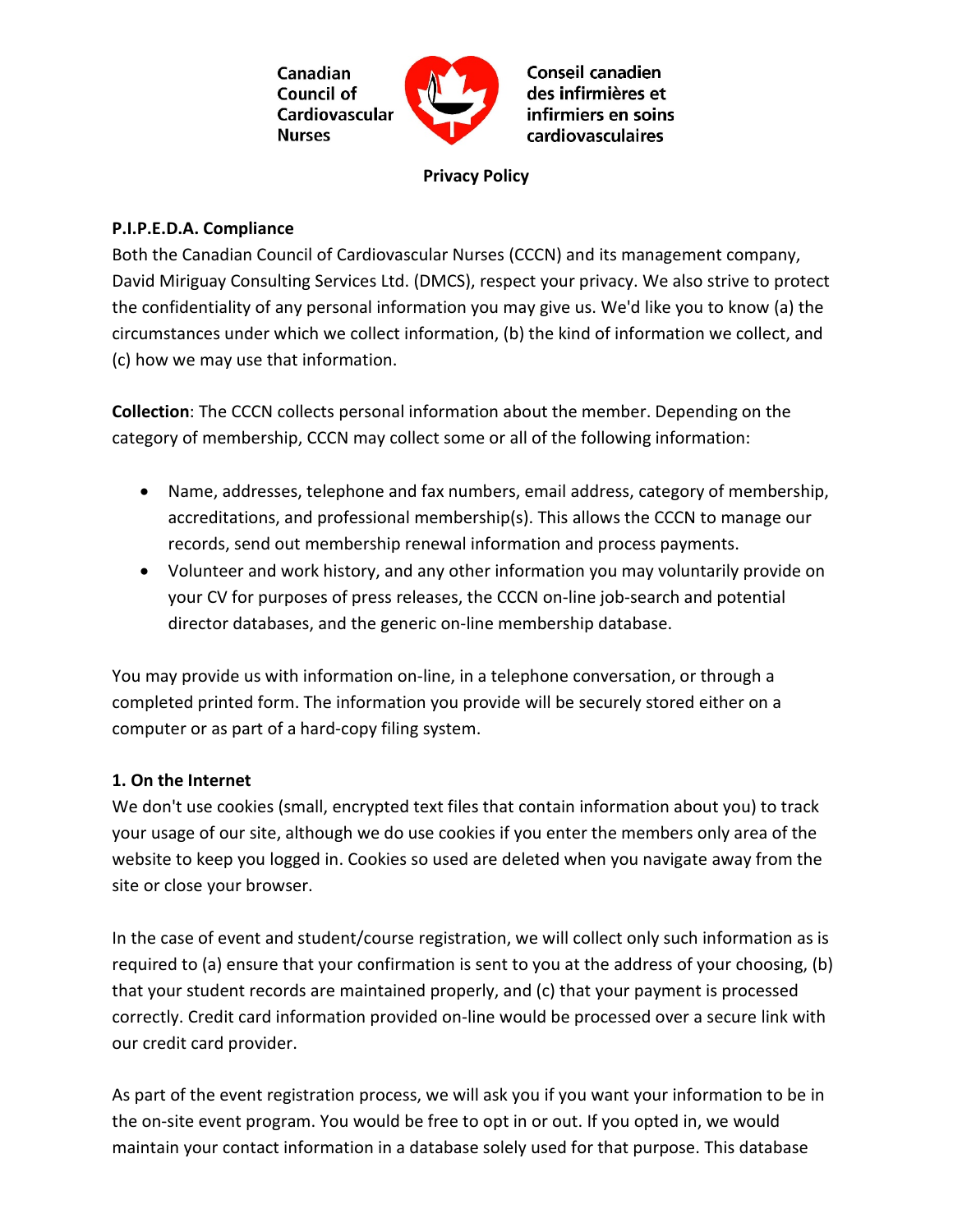Canadian Council of Cardiovascular Nurses

Conseil canadien des infirmières et infirmiers en soins cardiovasculaires

**Privacy Policy**

**P.I.P.E.D.A. Compliance**

Both the Canadian Council of Cardiovascular Nurses (CCCN) and its management company, David Miriguay Consulting Services Ltd. (DMCS), respect your privacy. We also strive to protect the confidentiality of any personal information you may give us. We'd like you to know (a) the circumstances under which we collect information, (b) the kind of information we collect, and (c) how we may use that information.

**Collection**: The CCCN collects personal information about the member. Depending on the category of membership, CCCN may collect some or all of the following information:

- Name, addresses, telephone and fax numbers, email address, category of membership, accreditations, and professional membership(s). This allows the CCCN to manage our records, send out membership renewal information and process payments.
- Volunteer and work history, and any other information you may voluntarily provide on your CV for purposes of press releases, the CCCN on-line job-search and potential director databases, and the generic on-line membership database.

You may provide us with information on-line, in a telephone conversation, or through a completed printed form. The information you provide will be securely stored either on a computer or as part of a hard-copy filing system.

**1. On the Internet**

We don't use cookies (small, encrypted text files that contain information about you) to track your usage of our site, although we do use cookies if you enter the members only area of the website to keep you logged in. Cookies so used are deleted when you navigate away from the site or close your browser.

In the case of event and student/course registration, we will collect only such information as is required to (a) ensure that your confirmation is sent to you at the address of your choosing, (b) that your student records are maintained properly, and (c) that your payment is processed correctly. Credit card information provided on-line would be processed over a secure link with our credit card provider.

As part of the event registration process, we will ask you if you want your information to be in the on-site event program. You would be free to opt in or out. If you opted in, we would maintain your contact information in a database solely used for that purpose. This database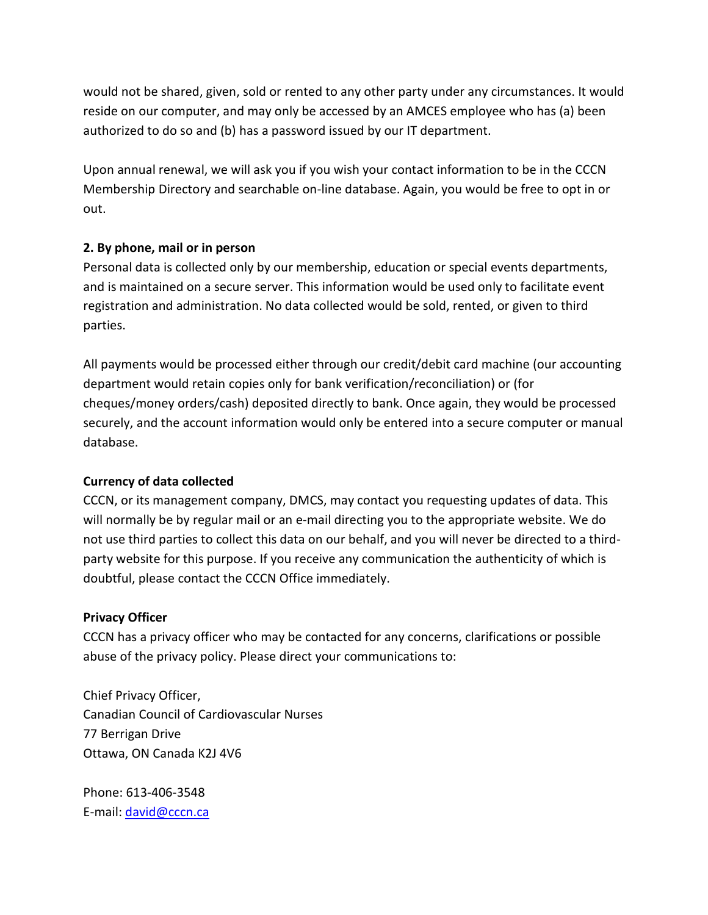would not be shared, given, sold or rented to any other party under any circumstances. It would reside on our computer, and may only be accessed by an AMCES employee who has (a) been authorized to do so and (b) has a password issued by our IT department.

Upon annual renewal, we will ask you if you wish your contact information to be in the CCCN Membership Directory and searchable on-line database. Again, you would be free to opt in or out.

**2. By phone, mail or in person**

Personal data is collected only by our membership, education or special events departments, and is maintained on a secure server. This information would be used only to facilitate event registration and administration. No data collected would be sold, rented, or given to third parties.

All payments would be processed either through our credit/debit card machine (our accounting department would retain copies only for bank verification/reconciliation) or (for cheques/money orders/cash) deposited directly to bank. Once again, they would be processed securely, and the account information would only be entered into a secure computer or manual database.

**Currency of data collected**

CCCN, or its management company, DMCS, may contact you requesting updates of data. This will normally be by regular mail or an e-mail directing you to the appropriate website. We do not use third parties to collect this data on our behalf, and you will never be directed to a third-party website for this purpose. If you receive any communication the authenticity of which is doubtful, please contact the CCCN Office immediately.

**Privacy Officer**

CCCN has a privacy officer who may be contacted for any concerns, clarifications or possible abuse of the privacy policy. Please direct your communications to:

Chief Privacy Officer,
Canadian Council of Cardiovascular Nurses
77 Berrigan Drive
Ottawa, ON Canada K2J 4V6

Phone: 613-406-3548
E-mail: david@cccn.ca